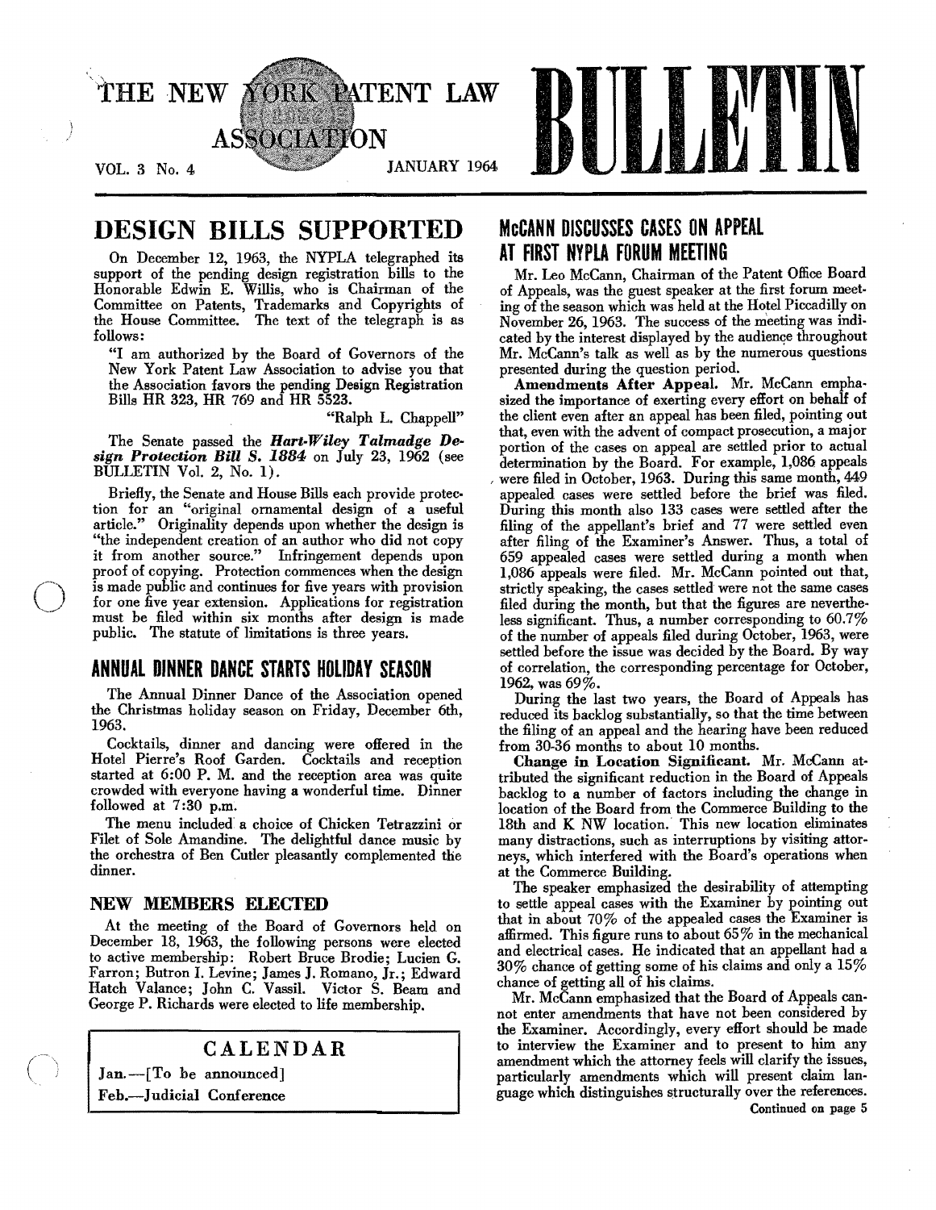# THE NEW YORK PATENT LAW ASSOCIATION BULLETIN

VOL. 3 No. 4 — JANUARY 1964

## DESIGN BILLS SUPPORTED

On December 12, 1963, the NYPLA telegraphed its support of the pending design registration bills to the Honorable Edwin E. Willis, who is Chairman of the Committee on Patents, Trademarks and Copyrights of the House Committee. The text of the telegraph is as follows:

"I am authorized by the Board of Governors of the New York Patent Law Association to advise you that the Association favors the pending Design Registration Bills HR 323, HR 769 and HR 5523.

"Ralph L. Chappell"

The Senate passed the ***Hart-Wiley Talmadge Design Protection Bill S. 1884*** on July 23, 1962 (see BULLETIN Vol. 2, No. 1).

Briefly, the Senate and House Bills each provide protection for an "original ornamental design of a useful article." Originality depends upon whether the design is "the independent creation of an author who did not copy it from another source." Infringement depends upon proof of copying. Protection commences when the design is made public and continues for five years with provision for one five year extension. Applications for registration must be filed within six months after design is made public. The statute of limitations is three years.

## ANNUAL DINNER DANCE STARTS HOLIDAY SEASON

The Annual Dinner Dance of the Association opened the Christmas holiday season on Friday, December 6th, 1963.

Cocktails, dinner and dancing were offered in the Hotel Pierre's Roof Garden. Cocktails and reception started at 6:00 P. M. and the reception area was quite crowded with everyone having a wonderful time. Dinner followed at 7:30 p.m.

The menu included a choice of Chicken Tetrazzini or Filet of Sole Amandine. The delightful dance music by the orchestra of Ben Cutler pleasantly complemented the dinner.

## NEW MEMBERS ELECTED

At the meeting of the Board of Governors held on December 18, 1963, the following persons were elected to active membership: Robert Bruce Brodie; Lucien G. Farron; Butron I. Levine; James J. Romano, Jr.; Edward Hatch Valance; John C. Vassil. Victor S. Beam and George P. Richards were elected to life membership.

### CALENDAR

Jan.—[To be announced]

Feb.—Judicial Conference

## McCANN DISCUSSES CASES ON APPEAL AT FIRST NYPLA FORUM MEETING

Mr. Leo McCann, Chairman of the Patent Office Board of Appeals, was the guest speaker at the first forum meeting of the season which was held at the Hotel Piccadilly on November 26, 1963. The success of the meeting was indicated by the interest displayed by the audience throughout Mr. McCann's talk as well as by the numerous questions presented during the question period.

**Amendments After Appeal.** Mr. McCann emphasized the importance of exerting every effort on behalf of the client even after an appeal has been filed, pointing out that, even with the advent of compact prosecution, a major portion of the cases on appeal are settled prior to actual determination by the Board. For example, 1,086 appeals were filed in October, 1963. During this same month, 449 appealed cases were settled before the brief was filed. During this month also 133 cases were settled after the filing of the appellant's brief and 77 were settled even after filing of the Examiner's Answer. Thus, a total of 659 appealed cases were settled during a month when 1,086 appeals were filed. Mr. McCann pointed out that, strictly speaking, the cases settled were not the same cases filed during the month, but that the figures are nevertheless significant. Thus, a number corresponding to 60.7% of the number of appeals filed during October, 1963, were settled before the issue was decided by the Board. By way of correlation, the corresponding percentage for October, 1962, was 69%.

During the last two years, the Board of Appeals has reduced its backlog substantially, so that the time between the filing of an appeal and the hearing have been reduced from 30-36 months to about 10 months.

**Change in Location Significant.** Mr. McCann attributed the significant reduction in the Board of Appeals backlog to a number of factors including the change in location of the Board from the Commerce Building to the 18th and K NW location. This new location eliminates many distractions, such as interruptions by visiting attorneys, which interfered with the Board's operations when at the Commerce Building.

The speaker emphasized the desirability of attempting to settle appeal cases with the Examiner by pointing out that in about 70% of the appealed cases the Examiner is affirmed. This figure runs to about 65% in the mechanical and electrical cases. He indicated that an appellant had a 30% chance of getting some of his claims and only a 15% chance of getting all of his claims.

Mr. McCann emphasized that the Board of Appeals cannot enter amendments that have not been considered by the Examiner. Accordingly, every effort should be made to interview the Examiner and to present to him any amendment which the attorney feels will clarify the issues, particularly amendments which will present claim language which distinguishes structurally over the references.

Continued on page 5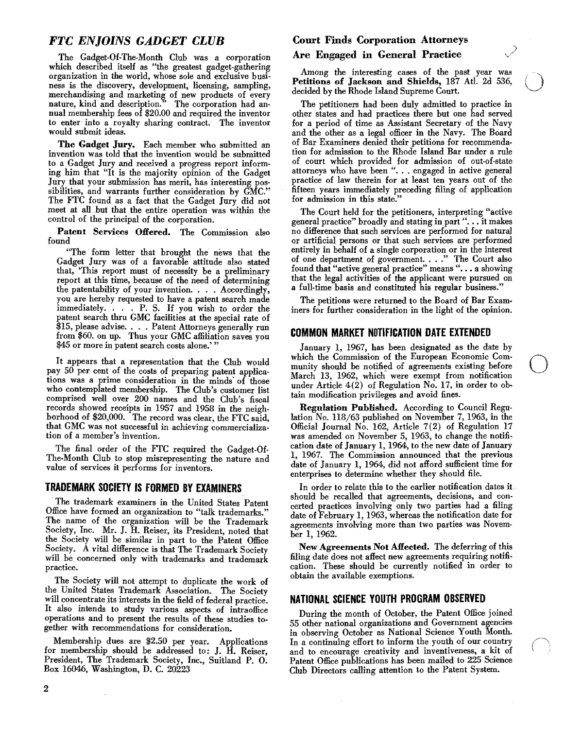## *FTC ENJOINS GADGET CLUB*

The Gadget-Of-The-Month Club was a corporation which described itself as "the greatest gadget-gathering organization in the world, whose sole and exclusive business is the discovery, development, licensing, sampling, merchandising and marketing of new products of every nature, kind and description." The corporation had annual membership fees of $20.00 and required the inventor to enter into a royalty sharing contract. The inventor would submit ideas.

**The Gadget Jury.** Each member who submitted an invention was told that the invention would be submitted to a Gadget Jury and received a progress report informing him that "It is the majority opinion of the Gadget Jury that your submission has merit, has interesting possibilities, and warrants further consideration by GMC." The FTC found as a fact that the Gadget Jury did not meet at all but that the entire operation was within the control of the principal of the corporation.

**Patent Services Offered.** The Commission also found

"The form letter that brought the news that the Gadget Jury was of a favorable attitude also stated that, 'This report must of necessity be a preliminary report at this time, because of the need of determining the patentability of your invention. . . . Accordingly, you are hereby requested to have a patent search made immediately. . . . P. S. If you wish to order the patent search thru GMC facilities at the special rate of $15, please advise. . . . Patent Attorneys generally run from $60. on up. Thus your GMC affiliation saves you $45 or more in patent search costs alone.' "

It appears that a representation that the Club would pay 50 per cent of the costs of preparing patent applications was a prime consideration in the minds of those who contemplated membership. The Club's customer list comprised well over 200 names and the Club's fiscal records showed receipts in 1957 and 1958 in the neighborhood of $20,000. The record was clear, the FTC said, that GMC was not successful in achieving commercialization of a member's invention.

The final order of the FTC required the Gadget-Of-The-Month Club to stop misrepresenting the nature and value of services it performs for inventors.

## TRADEMARK SOCIETY IS FORMED BY EXAMINERS

The trademark examiners in the United States Patent Office have formed an organization to "talk trademarks." The name of the organization will be the Trademark Society, Inc. Mr. J. H. Reiser, its President, noted that the Society will be similar in part to the Patent Office Society. A vital difference is that The Trademark Society will be concerned only with trademarks and trademark practice.

The Society will not attempt to duplicate the work of the United States Trademark Association. The Society will concentrate its interests in the field of federal practice. It also intends to study various aspects of intraoffice operations and to present the results of these studies together with recommendations for consideration.

Membership dues are $2.50 per year. Applications for membership should be addressed to: J. H. Reiser, President, The Trademark Society, Inc., Suitland P. O. Box 16046, Washington, D. C. 20223

## Court Finds Corporation Attorneys Are Engaged in General Practice

Among the interesting cases of the past year was **Petitions of Jackson and Shields,** 187 Atl. 2d 536, decided by the Rhode Island Supreme Court.

The petitioners had been duly admitted to practice in other states and had practices there but one had served for a period of time as Assistant Secretary of the Navy and the other as a legal officer in the Navy. The Board of Bar Examiners denied their petitions for recommendation for admission to the Rhode Island Bar under a rule of court which provided for admission of out-of-state attorneys who have been ". . . engaged in active general practice of law therein for at least ten years out of the fifteen years immediately preceding filing of application for admission in this state."

The Court held for the petitioners, interpreting "active general practice" broadly and stating in part ". . . it makes no difference that such services are performed for natural or artificial persons or that such services are performed entirely in behalf of a single corporation or in the interest of one department of government. . . ." The Court also found that "active general practice" means ". . . a showing that the legal activities of the applicant were pursued on a full-time basis and constituted his regular business."

The petitions were returned to the Board of Bar Examiners for further consideration in the light of the opinion.

## COMMON MARKET NOTIFICATION DATE EXTENDED

January 1, 1967, has been designated as the date by which the Commission of the European Economic Community should be notified of agreements existing before March 13, 1962, which were exempt from notification under Article 4(2) of Regulation No. 17, in order to obtain modification privileges and avoid fines.

**Regulation Published.** According to Council Regulation No. 118/63 published on November 7, 1963, in the Official Journal No. 162, Article 7(2) of Regulation 17 was amended on November 5, 1963, to change the notification date of January 1, 1964, to the new date of January 1, 1967. The Commission announced that the previous date of January 1, 1964, did not afford sufficient time for enterprises to determine whether they should file.

In order to relate this to the earlier notification dates it should be recalled that agreements, decisions, and concerted practices involving only two parties had a filing date of February 1, 1963, whereas the notification date for agreements involving more than two parties was November 1, 1962.

**New Agreements Not Affected.** The deferring of this filing date does not affect new agreements requiring notification. These should be currently notified in order to obtain the available exemptions.

## NATIONAL SCIENCE YOUTH PROGRAM OBSERVED

During the month of October, the Patent Office joined 55 other national organizations and Government agencies in observing October as National Science Youth Month. In a continuing effort to inform the youth of our country and to encourage creativity and inventiveness, a kit of Patent Office publications has been mailed to 225 Science Club Directors calling attention to the Patent System.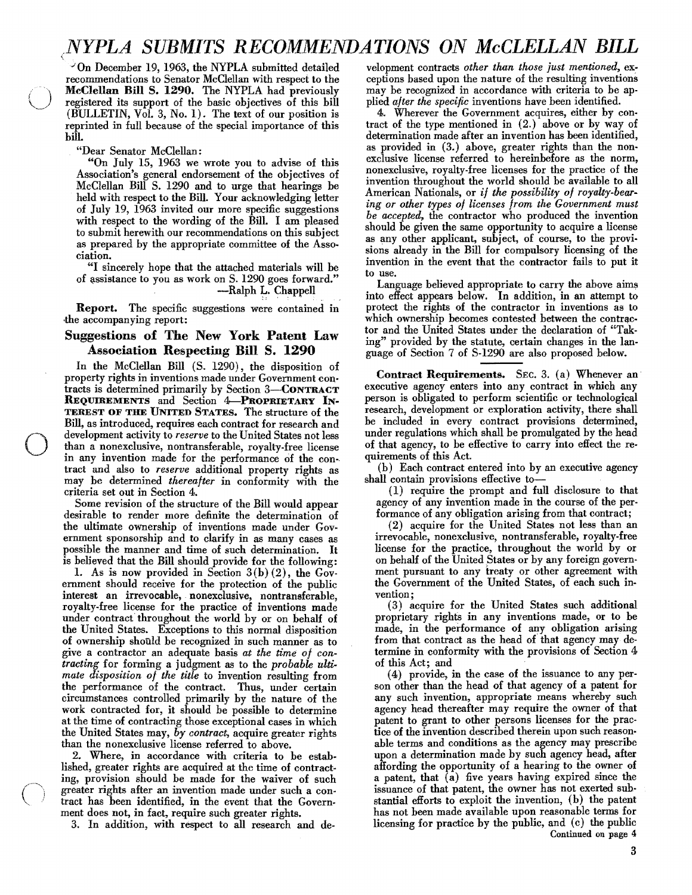# NYPLA SUBMITS RECOMMENDATIONS ON McCLELLAN BILL

On December 19, 1963, the NYPLA submitted detailed recommendations to Senator McClellan with respect to the **McClellan Bill S. 1290.** The NYPLA had previously registered its support of the basic objectives of this bill (BULLETIN, Vol. 3, No. 1). The text of our position is reprinted in full because of the special importance of this bill.

"Dear Senator McClellan:

"On July 15, 1963 we wrote you to advise of this Association's general endorsement of the objectives of McClellan Bill S. 1290 and to urge that hearings be held with respect to the Bill. Your acknowledging letter of July 19, 1963 invited our more specific suggestions with respect to the wording of the Bill. I am pleased to submit herewith our recommendations on this subject as prepared by the appropriate committee of the Association.

"I sincerely hope that the attached materials will be of assistance to you as work on S. 1290 goes forward."

—Ralph L. Chappell

**Report.** The specific suggestions were contained in the accompanying report:

## Suggestions of The New York Patent Law Association Respecting Bill S. 1290

In the McClellan Bill (S. 1290), the disposition of property rights in inventions made under Government contracts is determined primarily by Section 3—**CONTRACT REQUIREMENTS** and Section 4—**PROPRIETARY INTEREST OF THE UNITED STATES.** The structure of the Bill, as introduced, requires each contract for research and development activity to *reserve* to the United States not less than a nonexclusive, nontransferable, royalty-free license in any invention made for the performance of the contract and also to *reserve* additional property rights as may be determined *thereafter* in conformity with the criteria set out in Section 4.

Some revision of the structure of the Bill would appear desirable to render more definite the determination of the ultimate ownership of inventions made under Government sponsorship and to clarify in as many cases as possible the manner and time of such determination. It is believed that the Bill should provide for the following:

1. As is now provided in Section 3(b)(2), the Government should receive for the protection of the public interest an irrevocable, nonexclusive, nontransferable, royalty-free license for the practice of inventions made under contract throughout the world by or on behalf of the United States. Exceptions to this normal disposition of ownership should be recognized in such manner as to give a contractor an adequate basis *at the time of contracting* for forming a judgment as to the *probable ultimate disposition of the title* to invention resulting from the performance of the contract. Thus, under certain circumstances controlled primarily by the nature of the work contracted for, it should be possible to determine at the time of contracting those exceptional cases in which the United States may, *by contract*, acquire greater rights than the nonexclusive license referred to above.

2. Where, in accordance with criteria to be established, greater rights are acquired at the time of contracting, provision should be made for the waiver of such greater rights after an invention made under such a contract has been identified, in the event that the Government does not, in fact, require such greater rights.

3. In addition, with respect to all research and development contracts *other than those just mentioned*, exceptions based upon the nature of the resulting inventions may be recognized in accordance with criteria to be applied *after the specific* inventions have been identified.

4. Wherever the Government acquires, either by contract of the type mentioned in (2.) above or by way of determination made after an invention has been identified, as provided in (3.) above, greater rights than the nonexclusive license referred to hereinbefore as the norm, nonexclusive, royalty-free licenses for the practice of the invention throughout the world should be available to all American Nationals, or *if the possibility of royalty-bearing or other types of licenses from the Government must be accepted*, the contractor who produced the invention should be given the same opportunity to acquire a license as any other applicant, subject, of course, to the provisions already in the Bill for compulsory licensing of the invention in the event that the contractor fails to put it to use.

Language believed appropriate to carry the above aims into effect appears below. In addition, in an attempt to protect the rights of the contractor in inventions as to which ownership becomes contested between the contractor and the United States under the declaration of "Taking" provided by the statute, certain changes in the language of Section 7 of S-1290 are also proposed below.

**Contract Requirements.** SEC. 3. (a) Whenever an executive agency enters into any contract in which any person is obligated to perform scientific or technological research, development or exploration activity, there shall be included in every contract provisions determined, under regulations which shall be promulgated by the head of that agency, to be effective to carry into effect the requirements of this Act.

(b) Each contract entered into by an executive agency shall contain provisions effective to—

(1) require the prompt and full disclosure to that agency of any invention made in the course of the performance of any obligation arising from that contract;

(2) acquire for the United States not less than an irrevocable, nonexclusive, nontransferable, royalty-free license for the practice, throughout the world by or on behalf of the United States or by any foreign government pursuant to any treaty or other agreement with the Government of the United States, of each such invention;

(3) acquire for the United States such additional proprietary rights in any inventions made, or to be made, in the performance of any obligation arising from that contract as the head of that agency may determine in conformity with the provisions of Section 4 of this Act; and

(4) provide, in the case of the issuance to any person other than the head of that agency of a patent for any such invention, appropriate means whereby such agency head thereafter may require the owner of that patent to grant to other persons licenses for the practice of the invention described therein upon such reasonable terms and conditions as the agency may prescribe upon a determination made by such agency head, after affording the opportunity of a hearing to the owner of a patent, that (a) five years having expired since the issuance of that patent, the owner has not exerted substantial efforts to exploit the invention, (b) the patent has not been made available upon reasonable terms for licensing for practice by the public, and (c) the public

Continued on page 4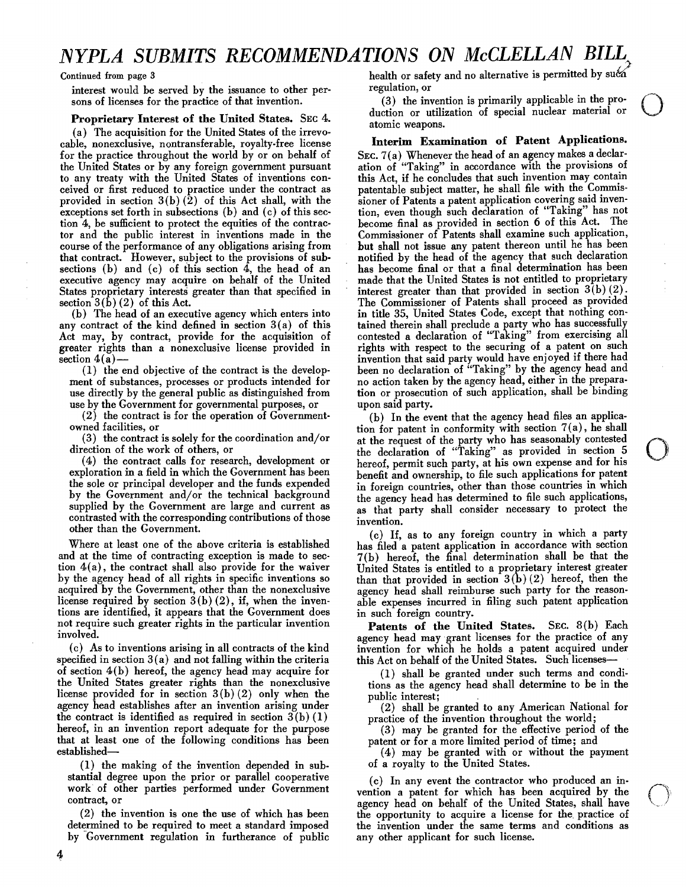# NYPLA SUBMITS RECOMMENDATIONS ON McCLELLAN BILL

Continued from page 3

interest would be served by the issuance to other persons of licenses for the practice of that invention.

**Proprietary Interest of the United States.** SEC 4.

(a) The acquisition for the United States of the irrevocable, nonexclusive, nontransferable, royalty-free license for the practice throughout the world by or on behalf of the United States or by any foreign government pursuant to any treaty with the United States of inventions conceived or first reduced to practice under the contract as provided in section 3(b)(2) of this Act shall, with the exceptions set forth in subsections (b) and (c) of this section 4, be sufficient to protect the equities of the contractor and the public interest in inventions made in the course of the performance of any obligations arising from that contract. However, subject to the provisions of subsections (b) and (c) of this section 4, the head of an executive agency may acquire on behalf of the United States proprietary interests greater than that specified in section 3(b)(2) of this Act.

(b) The head of an executive agency which enters into any contract of the kind defined in section 3(a) of this Act may, by contract, provide for the acquisition of greater rights than a nonexclusive license provided in section 4(a)—

(1) the end objective of the contract is the development of substances, processes or products intended for use directly by the general public as distinguished from use by the Government for governmental purposes, or

(2) the contract is for the operation of Government-owned facilities, or

(3) the contract is solely for the coordination and/or direction of the work of others, or

(4) the contract calls for research, development or exploration in a field in which the Government has been the sole or principal developer and the funds expended by the Government and/or the technical background supplied by the Government are large and current as contrasted with the corresponding contributions of those other than the Government.

Where at least one of the above criteria is established and at the time of contracting exception is made to section 4(a), the contract shall also provide for the waiver by the agency head of all rights in specific inventions so acquired by the Government, other than the nonexclusive license required by section 3(b)(2), if, when the inventions are identified, it appears that the Government does not require such greater rights in the particular invention involved.

(c) As to inventions arising in all contracts of the kind specified in section 3(a) and not falling within the criteria of section 4(b) hereof, the agency head may acquire for the United States greater rights than the nonexclusive license provided for in section 3(b)(2) only when the agency head establishes after an invention arising under the contract is identified as required in section 3(b)(1) hereof, in an invention report adequate for the purpose that at least one of the following conditions has been established—

(1) the making of the invention depended in substantial degree upon the prior or parallel cooperative work of other parties performed under Government contract, or

(2) the invention is one the use of which has been determined to be required to meet a standard imposed by Government regulation in furtherance of public health or safety and no alternative is permitted by such regulation, or

(3) the invention is primarily applicable in the production or utilization of special nuclear material or atomic weapons.

**Interim Examination of Patent Applications.** SEC. 7(a) Whenever the head of an agency makes a declaration of "Taking" in accordance with the provisions of this Act, if he concludes that such invention may contain patentable subject matter, he shall file with the Commissioner of Patents a patent application covering said invention, even though such declaration of "Taking" has not become final as provided in section 6 of this Act. The Commissioner of Patents shall examine such application, but shall not issue any patent thereon until he has been notified by the head of the agency that such declaration has become final or that a final determination has been made that the United States is not entitled to proprietary interest greater than that provided in section 3(b)(2). The Commissioner of Patents shall proceed as provided in title 35, United States Code, except that nothing contained therein shall preclude a party who has successfully contested a declaration of "Taking" from exercising all rights with respect to the securing of a patent on such invention that said party would have enjoyed if there had been no declaration of "Taking" by the agency head and no action taken by the agency head, either in the preparation or prosecution of such application, shall be binding upon said party.

(b) In the event that the agency head files an application for patent in conformity with section 7(a), he shall at the request of the party who has seasonably contested the declaration of "Taking" as provided in section 5 hereof, permit such party, at his own expense and for his benefit and ownership, to file such applications for patent in foreign countries, other than those countries in which the agency head has determined to file such applications, as that party shall consider necessary to protect the invention.

(c) If, as to any foreign country in which a party has filed a patent application in accordance with section 7(b) hereof, the final determination shall be that the United States is entitled to a proprietary interest greater than that provided in section 3(b)(2) hereof, then the agency head shall reimburse such party for the reasonable expenses incurred in filing such patent application in such foreign country.

**Patents of the United States.** SEC. 8(b) Each agency head may grant licenses for the practice of any invention for which he holds a patent acquired under this Act on behalf of the United States. Such licenses—

(1) shall be granted under such terms and conditions as the agency head shall determine to be in the public interest;

(2) shall be granted to any American National for practice of the invention throughout the world;

(3) may be granted for the effective period of the patent or for a more limited period of time; and

(4) may be granted with or without the payment of a royalty to the United States.

(c) In any event the contractor who produced an invention a patent for which has been acquired by the agency head on behalf of the United States, shall have the opportunity to acquire a license for the practice of the invention under the same terms and conditions as any other applicant for such license.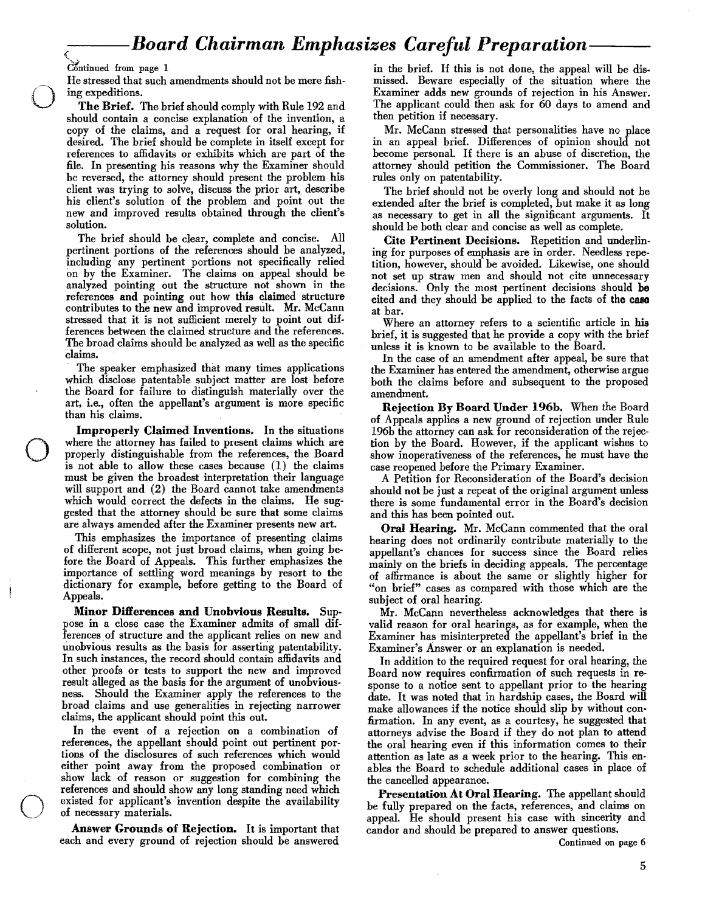## Board Chairman Emphasizes Careful Preparation

Continued from page 1

He stressed that such amendments should not be mere fishing expeditions.

**The Brief.** The brief should comply with Rule 192 and should contain a concise explanation of the invention, a copy of the claims, and a request for oral hearing, if desired. The brief should be complete in itself except for references to affidavits or exhibits which are part of the file. In presenting his reasons why the Examiner should be reversed, the attorney should present the problem his client was trying to solve, discuss the prior art, describe his client's solution of the problem and point out the new and improved results obtained through the client's solution.

The brief should be clear, complete and concise. All pertinent portions of the references should be analyzed, including any pertinent portions not specifically relied on by the Examiner. The claims on appeal should be analyzed pointing out the structure not shown in the references and pointing out how this claimed structure contributes to the new and improved result. Mr. McCann stressed that it is not sufficient merely to point out differences between the claimed structure and the references. The broad claims should be analyzed as well as the specific claims.

The speaker emphasized that many times applications which disclose patentable subject matter are lost before the Board for failure to distinguish materially over the art, i.e., often the appellant's argument is more specific than his claims.

**Improperly Claimed Inventions.** In the situations where the attorney has failed to present claims which are properly distinguishable from the references, the Board is not able to allow these cases because (1) the claims must be given the broadest interpretation their language will support and (2) the Board cannot take amendments which would correct the defects in the claims. He suggested that the attorney should be sure that some claims are always amended after the Examiner presents new art.

This emphasizes the importance of presenting claims of different scope, not just broad claims, when going before the Board of Appeals. This further emphasizes the importance of settling word meanings by resort to the dictionary for example, before getting to the Board of Appeals.

**Minor Differences and Unobvious Results.** Suppose in a close case the Examiner admits of small differences of structure and the applicant relies on new and unobvious results as the basis for asserting patentability. In such instances, the record should contain affidavits and other proofs or tests to support the new and improved result alleged as the basis for the argument of unobviousness. Should the Examiner apply the references to the broad claims and use generalities in rejecting narrower claims, the applicant should point this out.

In the event of a rejection on a combination of references, the appellant should point out pertinent portions of the disclosures of such references which would either point away from the proposed combination or show lack of reason or suggestion for combining the references and should show any long standing need which existed for applicant's invention despite the availability of necessary materials.

**Answer Grounds of Rejection.** It is important that each and every ground of rejection should be answered in the brief. If this is not done, the appeal will be dismissed. Beware especially of the situation where the Examiner adds new grounds of rejection in his Answer. The applicant could then ask for 60 days to amend and then petition if necessary.

Mr. McCann stressed that personalities have no place in an appeal brief. Differences of opinion should not become personal. If there is an abuse of discretion, the attorney should petition the Commissioner. The Board rules only on patentability.

The brief should not be overly long and should not be extended after the brief is completed, but make it as long as necessary to get in all the significant arguments. It should be both clear and concise as well as complete.

**Cite Pertinent Decisions.** Repetition and underlining for purposes of emphasis are in order. Needless repetition, however, should be avoided. Likewise, one should not set up straw men and should not cite unnecessary decisions. Only the most pertinent decisions should be cited and they should be applied to the facts of the case at bar.

Where an attorney refers to a scientific article in his brief, it is suggested that he provide a copy with the brief unless it is known to be available to the Board.

In the case of an amendment after appeal, be sure that the Examiner has entered the amendment, otherwise argue both the claims before and subsequent to the proposed amendment.

**Rejection By Board Under 196b.** When the Board of Appeals applies a new ground of rejection under Rule 196b the attorney can ask for reconsideration of the rejection by the Board. However, if the applicant wishes to show inoperativeness of the references, he must have the case reopened before the Primary Examiner.

A Petition for Reconsideration of the Board's decision should not be just a repeat of the original argument unless there is some fundamental error in the Board's decision and this has been pointed out.

**Oral Hearing.** Mr. McCann commented that the oral hearing does not ordinarily contribute materially to the appellant's chances for success since the Board relies mainly on the briefs in deciding appeals. The percentage of affirmance is about the same or slightly higher for "on brief" cases as compared with those which are the subject of oral hearing.

Mr. McCann nevertheless acknowledges that there is valid reason for oral hearings, as for example, when the Examiner has misinterpreted the appellant's brief in the Examiner's Answer or an explanation is needed.

In addition to the required request for oral hearing, the Board now requires confirmation of such requests in response to a notice sent to appellant prior to the hearing date. It was noted that in hardship cases, the Board will make allowances if the notice should slip by without confirmation. In any event, as a courtesy, he suggested that attorneys advise the Board if they do not plan to attend the oral hearing even if this information comes to their attention as late as a week prior to the hearing. This enables the Board to schedule additional cases in place of the cancelled appearance.

**Presentation At Oral Hearing.** The appellant should be fully prepared on the facts, references, and claims on appeal. He should present his case with sincerity and candor and should be prepared to answer questions.

Continued on page 6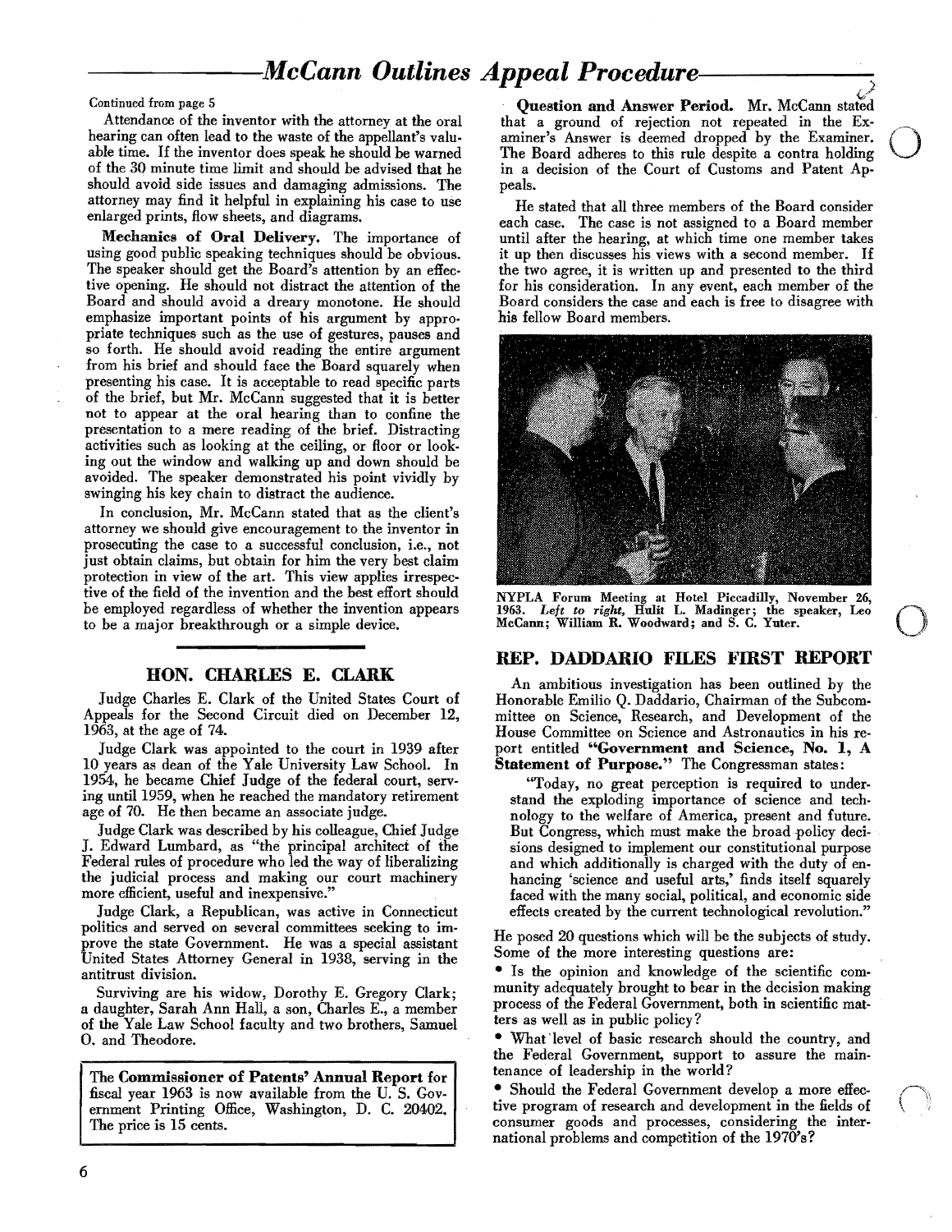## McCann Outlines Appeal Procedure

Continued from page 5

Attendance of the inventor with the attorney at the oral hearing can often lead to the waste of the appellant's valuable time. If the inventor does speak he should be warned of the 30 minute time limit and should be advised that he should avoid side issues and damaging admissions. The attorney may find it helpful in explaining his case to use enlarged prints, flow sheets, and diagrams.

**Mechanics of Oral Delivery.** The importance of using good public speaking techniques should be obvious. The speaker should get the Board's attention by an effective opening. He should not distract the attention of the Board and should avoid a dreary monotone. He should emphasize important points of his argument by appropriate techniques such as the use of gestures, pauses and so forth. He should avoid reading the entire argument from his brief and should face the Board squarely when presenting his case. It is acceptable to read specific parts of the brief, but Mr. McCann suggested that it is better not to appear at the oral hearing than to confine the presentation to a mere reading of the brief. Distracting activities such as looking at the ceiling, or floor or looking out the window and walking up and down should be avoided. The speaker demonstrated his point vividly by swinging his key chain to distract the audience.

In conclusion, Mr. McCann stated that as the client's attorney we should give encouragement to the inventor in prosecuting the case to a successful conclusion, i.e., not just obtain claims, but obtain for him the very best claim protection in view of the art. This view applies irrespective of the field of the invention and the best effort should be employed regardless of whether the invention appears to be a major breakthrough or a simple device.

**Question and Answer Period.** Mr. McCann stated that a ground of rejection not repeated in the Examiner's Answer is deemed dropped by the Examiner. The Board adheres to this rule despite a contra holding in a decision of the Court of Customs and Patent Appeals.

He stated that all three members of the Board consider each case. The case is not assigned to a Board member until after the hearing, at which time one member takes it up then discusses his views with a second member. If the two agree, it is written up and presented to the third for his consideration. In any event, each member of the Board considers the case and each is free to disagree with his fellow Board members.

NYPLA Forum Meeting at Hotel Piccadilly, November 26, 1963. *Left to right,* Hulit L. Madinger; the speaker, Leo McCann; William R. Woodward; and S. C. Yuter.

## HON. CHARLES E. CLARK

Judge Charles E. Clark of the United States Court of Appeals for the Second Circuit died on December 12, 1963, at the age of 74.

Judge Clark was appointed to the court in 1939 after 10 years as dean of the Yale University Law School. In 1954, he became Chief Judge of the federal court, serving until 1959, when he reached the mandatory retirement age of 70. He then became an associate judge.

Judge Clark was described by his colleague, Chief Judge J. Edward Lumbard, as "the principal architect of the Federal rules of procedure who led the way of liberalizing the judicial process and making our court machinery more efficient, useful and inexpensive."

Judge Clark, a Republican, was active in Connecticut politics and served on several committees seeking to improve the state Government. He was a special assistant United States Attorney General in 1938, serving in the antitrust division.

Surviving are his widow, Dorothy E. Gregory Clark; a daughter, Sarah Ann Hall, a son, Charles E., a member of the Yale Law School faculty and two brothers, Samuel O. and Theodore.

The **Commissioner of Patents' Annual Report** for fiscal year 1963 is now available from the U. S. Government Printing Office, Washington, D. C. 20402. The price is 15 cents.

## REP. DADDARIO FILES FIRST REPORT

An ambitious investigation has been outlined by the Honorable Emilio Q. Daddario, Chairman of the Subcommittee on Science, Research, and Development of the House Committee on Science and Astronautics in his report entitled **"Government and Science, No. 1, A Statement of Purpose."** The Congressman states:

> "Today, no great perception is required to understand the exploding importance of science and technology to the welfare of America, present and future. But Congress, which must make the broad policy decisions designed to implement our constitutional purpose and which additionally is charged with the duty of enhancing 'science and useful arts,' finds itself squarely faced with the many social, political, and economic side effects created by the current technological revolution."

He posed 20 questions which will be the subjects of study. Some of the more interesting questions are:

- Is the opinion and knowledge of the scientific community adequately brought to bear in the decision making process of the Federal Government, both in scientific matters as well as in public policy?
- What level of basic research should the country, and the Federal Government, support to assure the maintenance of leadership in the world?
- Should the Federal Government develop a more effective program of research and development in the fields of consumer goods and processes, considering the international problems and competition of the 1970's?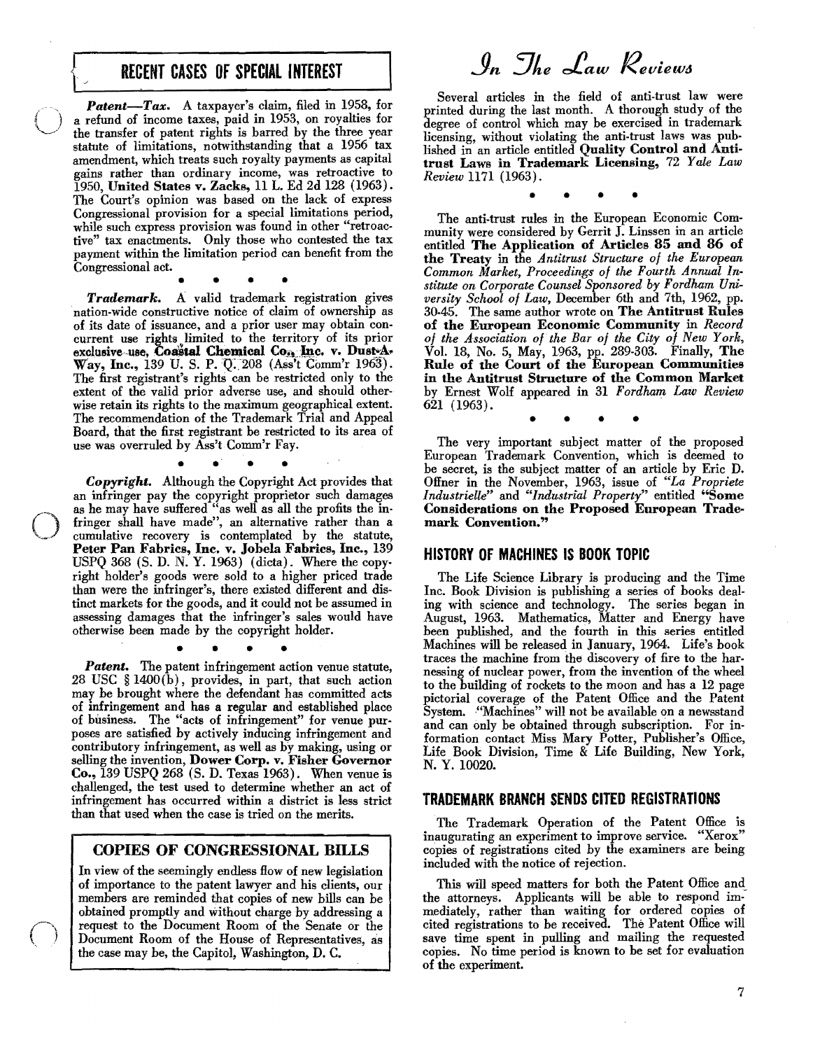## RECENT CASES OF SPECIAL INTEREST

***Patent—Tax.*** A taxpayer's claim, filed in 1958, for a refund of income taxes, paid in 1953, on royalties for the transfer of patent rights is barred by the three year statute of limitations, notwithstanding that a 1956 tax amendment, which treats such royalty payments as capital gains rather than ordinary income, was retroactive to 1950, **United States v. Zacks,** 11 L. Ed 2d 128 (1963). The Court's opinion was based on the lack of express Congressional provision for a special limitations period, while such express provision was found in other "retroactive" tax enactments. Only those who contested the tax payment within the limitation period can benefit from the Congressional act.

• • • •

***Trademark.*** A valid trademark registration gives nation-wide constructive notice of claim of ownership as of its date of issuance, and a prior user may obtain concurrent use rights limited to the territory of its prior exclusive use, **Coastal Chemical Co., Inc. v. Dust-A-Way, Inc.,** 139 U. S. P. Q. 208 (Ass't Comm'r 1963). The first registrant's rights can be restricted only to the extent of the valid prior adverse use, and should otherwise retain its rights to the maximum geographical extent. The recommendation of the Trademark Trial and Appeal Board, that the first registrant be restricted to its area of use was overruled by Ass't Comm'r Fay.

• • • •

***Copyright.*** Although the Copyright Act provides that an infringer pay the copyright proprietor such damages as he may have suffered "as well as all the profits the infringer shall have made", an alternative rather than a cumulative recovery is contemplated by the statute, **Peter Pan Fabrics, Inc. v. Jobela Fabrics, Inc.,** 139 USPQ 368 (S. D. N. Y. 1963) (dicta). Where the copyright holder's goods were sold to a higher priced trade than were the infringer's, there existed different and distinct markets for the goods, and it could not be assumed in assessing damages that the infringer's sales would have otherwise been made by the copyright holder.

• • • •

***Patent.*** The patent infringement action venue statute, 28 USC § 1400(b), provides, in part, that such action may be brought where the defendant has committed acts of infringement and has a regular and established place of business. The "acts of infringement" for venue purposes are satisfied by actively inducing infringement and contributory infringement, as well as by making, using or selling the invention, **Dower Corp. v. Fisher Governor Co.,** 139 USPQ 268 (S. D. Texas 1963). When venue is challenged, the test used to determine whether an act of infringement has occurred within a district is less strict than that used when the case is tried on the merits.

### COPIES OF CONGRESSIONAL BILLS

In view of the seemingly endless flow of new legislation of importance to the patent lawyer and his clients, our members are reminded that copies of new bills can be obtained promptly and without charge by addressing a request to the Document Room of the Senate or the Document Room of the House of Representatives, as the case may be, the Capitol, Washington, D. C.

## *In The Law Reviews*

Several articles in the field of anti-trust law were printed during the last month. A thorough study of the degree of control which may be exercised in trademark licensing, without violating the anti-trust laws was published in an article entitled **Quality Control and Anti-trust Laws in Trademark Licensing,** 72 *Yale Law Review* 1171 (1963).

• • • •

The anti-trust rules in the European Economic Community were considered by Gerrit J. Linssen in an article entitled **The Application of Articles 85 and 86 of the Treaty** in the *Antitrust Structure of the European Common Market, Proceedings of the Fourth Annual Institute on Corporate Counsel Sponsored by Fordham University School of Law,* December 6th and 7th, 1962, pp. 30-45. The same author wrote on **The Antitrust Rules of the European Economic Community** in *Record of the Association of the Bar of the City of New York,* Vol. 18, No. 5, May, 1963, pp. 289-303. Finally, **The Rule of the Court of the European Communities in the Antitrust Structure of the Common Market** by Ernest Wolf appeared in 31 *Fordham Law Review* 621 (1963).

• • • •

The very important subject matter of the proposed European Trademark Convention, which is deemed to be secret, is the subject matter of an article by Eric D. Offner in the November, 1963, issue of *"La Propriete Industrielle"* and *"Industrial Property"* entitled **"Some Considerations on the Proposed European Trademark Convention."**

## HISTORY OF MACHINES IS BOOK TOPIC

The Life Science Library is producing and the Time Inc. Book Division is publishing a series of books dealing with science and technology. The series began in August, 1963. Mathematics, Matter and Energy have been published, and the fourth in this series entitled Machines will be released in January, 1964. Life's book traces the machine from the discovery of fire to the harnessing of nuclear power, from the invention of the wheel to the building of rockets to the moon and has a 12 page pictorial coverage of the Patent Office and the Patent System. "Machines" will not be available on a newsstand and can only be obtained through subscription. For information contact Miss Mary Potter, Publisher's Office, Life Book Division, Time & Life Building, New York, N. Y. 10020.

## TRADEMARK BRANCH SENDS CITED REGISTRATIONS

The Trademark Operation of the Patent Office is inaugurating an experiment to improve service. "Xerox" copies of registrations cited by the examiners are being included with the notice of rejection.

This will speed matters for both the Patent Office and the attorneys. Applicants will be able to respond immediately, rather than waiting for ordered copies of cited registrations to be received. The Patent Office will save time spent in pulling and mailing the requested copies. No time period is known to be set for evaluation of the experiment.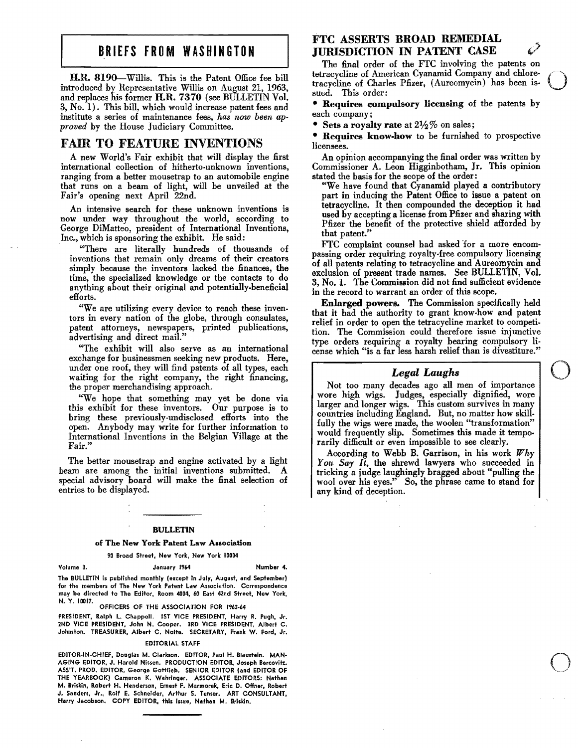## BRIEFS FROM WASHINGTON

**H.R. 8190**—Willis. This is the Patent Office fee bill introduced by Representative Willis on August 21, 1963, and replaces his former **H.R. 7370** (see BULLETIN Vol. 3, No. 1). This bill, which would increase patent fees and institute a series of maintenance fees, *has now been approved* by the House Judiciary Committee.

## FAIR TO FEATURE INVENTIONS

A new World's Fair exhibit that will display the first international collection of hitherto-unknown inventions, ranging from a better mousetrap to an automobile engine that runs on a beam of light, will be unveiled at the Fair's opening next April 22nd.

An intensive search for these unknown inventions is now under way throughout the world, according to George DiMatteo, president of International Inventions, Inc., which is sponsoring the exhibit. He said:

"There are literally hundreds of thousands of inventions that remain only dreams of their creators simply because the inventors lacked the finances, the time, the specialized knowledge or the contacts to do anything about their original and potentially-beneficial efforts.

"We are utilizing every device to reach these inventors in every nation of the globe, through consulates, patent attorneys, newspapers, printed publications, advertising and direct mail."

"The exhibit will also serve as an international exchange for businessmen seeking new products. Here, under one roof, they will find patents of all types, each waiting for the right company, the right financing, the proper merchandising approach.

"We hope that something may yet be done via this exhibit for these inventors. Our purpose is to bring these previously-undisclosed efforts into the open. Anybody may write for further information to International Inventions in the Belgian Village at the Fair."

The better mousetrap and engine activated by a light beam are among the initial inventions submitted. A special advisory board will make the final selection of entries to be displayed.

## FTC ASSERTS BROAD REMEDIAL JURISDICTION IN PATENT CASE

The final order of the FTC involving the patents on tetracycline of American Cyanamid Company and chloretracycline of Charles Pfizer, (Aureomycin) has been issued. This order:

- **Requires compulsory licensing** of the patents by each company;
- **Sets a royalty rate** at 2½% on sales;
- **Requires know-how** to be furnished to prospective licensees.

An opinion accompanying the final order was written by Commissioner A. Leon Higginbotham, Jr. This opinion stated the basis for the scope of the order:

"We have found that Cyanamid played a contributory part in inducing the Patent Office to issue a patent on tetracycline. It then compounded the deception it had used by accepting a license from Pfizer and sharing with Pfizer the benefit of the protective shield afforded by that patent."

FTC complaint counsel had asked for a more encompassing order requiring royalty-free compulsory licensing of all patents relating to tetracycline and Aureomycin and exclusion of present trade names. See BULLETIN, Vol. 3, No. 1. The Commission did not find sufficient evidence in the record to warrant an order of this scope.

**Enlarged powers.** The Commission specifically held that it had the authority to grant know-how and patent relief in order to open the tetracycline market to competition. The Commission could therefore issue injunctive type orders requiring a royalty bearing compulsory license which "is a far less harsh relief than is divestiture."

### *Legal Laughs*

Not too many decades ago all men of importance wore high wigs. Judges, especially dignified, wore larger and longer wigs. This custom survives in many countries including England. But, no matter how skillfully the wigs were made, the woolen "transformation" would frequently slip. Sometimes this made it temporarily difficult or even impossible to see clearly.

According to Webb B. Garrison, in his work *Why You Say It*, the shrewd lawyers who succeeded in tricking a judge laughingly bragged about "pulling the wool over his eyes." So, the phrase came to stand for any kind of deception.

---

**BULLETIN**

**of The New York Patent Law Association**

90 Broad Street, New York, New York 10004

Volume 3. January 1964 Number 4.

The BULLETIN is published monthly (except in July, August, and September) for the members of The New York Patent Law Association. Correspondence may be directed to The Editor, Room 4004, 60 East 42nd Street, New York, N. Y. 10017.

OFFICERS OF THE ASSOCIATION FOR 1963-64

PRESIDENT, Ralph L. Chappell. 1ST VICE PRESIDENT, Harry R. Pugh, Jr. 2ND VICE PRESIDENT, John N. Cooper. 3RD VICE PRESIDENT, Albert C. Johnston. TREASURER, Albert C. Nolte. SECRETARY, Frank W. Ford, Jr.

EDITORIAL STAFF

EDITOR-IN-CHIEF, Douglas M. Clarkson. EDITOR, Paul H. Blaustein. MANAGING EDITOR, J. Harold Nissen. PRODUCTION EDITOR, Joseph Bercovitz. ASS'T. PROD. EDITOR, George Gottlieb. SENIOR EDITOR (and EDITOR OF THE YEARBOOK) Cameron K. Wehringer. ASSOCIATE EDITORS: Nathan M. Briskin, Robert H. Henderson, Ernest F. Marmorek, Eric D. Offner, Robert J. Sanders, Jr., Rolf E. Schneider, Arthur S. Tenser. ART CONSULTANT, Harry Jacobson. COPY EDITOR, this issue, Nathan M. Briskin.